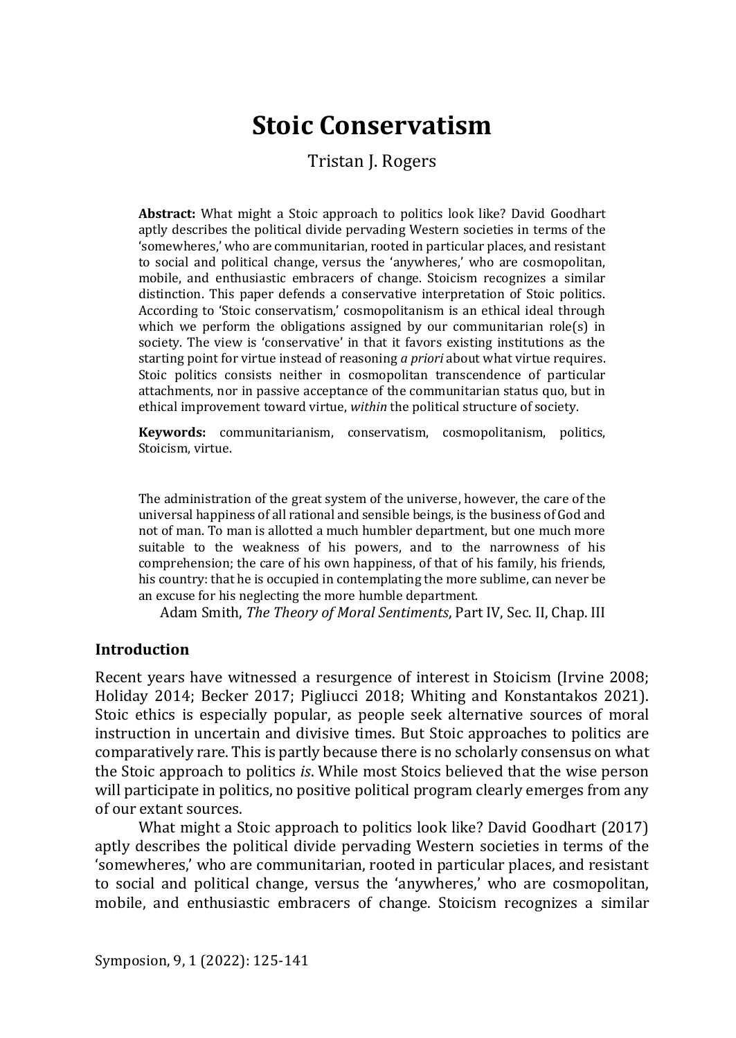# Stoic Conservatism

Tristan J. Rogers

**Abstract:** What might a Stoic approach to politics look like? David Goodhart aptly describes the political divide pervading Western societies in terms of the 'somewheres,' who are communitarian, rooted in particular places, and resistant to social and political change, versus the 'anywheres,' who are cosmopolitan, mobile, and enthusiastic embracers of change. Stoicism recognizes a similar distinction. This paper defends a conservative interpretation of Stoic politics. According to 'Stoic conservatism,' cosmopolitanism is an ethical ideal through which we perform the obligations assigned by our communitarian role(s) in society. The view is 'conservative' in that it favors existing institutions as the starting point for virtue instead of reasoning *a priori* about what virtue requires. Stoic politics consists neither in cosmopolitan transcendence of particular attachments, nor in passive acceptance of the communitarian status quo, but in ethical improvement toward virtue, *within* the political structure of society.

**Keywords:** communitarianism, conservatism, cosmopolitanism, politics, Stoicism, virtue.

> The administration of the great system of the universe, however, the care of the universal happiness of all rational and sensible beings, is the business of God and not of man. To man is allotted a much humbler department, but one much more suitable to the weakness of his powers, and to the narrowness of his comprehension; the care of his own happiness, of that of his family, his friends, his country: that he is occupied in contemplating the more sublime, can never be an excuse for his neglecting the more humble department.
>
> Adam Smith, *The Theory of Moral Sentiments*, Part IV, Sec. II, Chap. III

## Introduction

Recent years have witnessed a resurgence of interest in Stoicism (Irvine 2008; Holiday 2014; Becker 2017; Pigliucci 2018; Whiting and Konstantakos 2021). Stoic ethics is especially popular, as people seek alternative sources of moral instruction in uncertain and divisive times. But Stoic approaches to politics are comparatively rare. This is partly because there is no scholarly consensus on what the Stoic approach to politics *is*. While most Stoics believed that the wise person will participate in politics, no positive political program clearly emerges from any of our extant sources.

What might a Stoic approach to politics look like? David Goodhart (2017) aptly describes the political divide pervading Western societies in terms of the 'somewheres,' who are communitarian, rooted in particular places, and resistant to social and political change, versus the 'anywheres,' who are cosmopolitan, mobile, and enthusiastic embracers of change. Stoicism recognizes a similar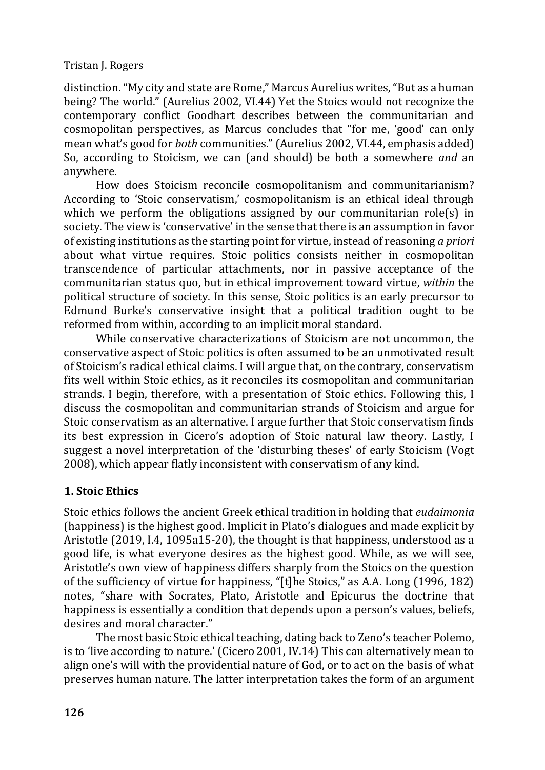distinction. "My city and state are Rome," Marcus Aurelius writes, "But as a human being? The world." (Aurelius 2002, VI.44) Yet the Stoics would not recognize the contemporary conflict Goodhart describes between the communitarian and cosmopolitan perspectives, as Marcus concludes that "for me, 'good' can only mean what's good for *both* communities." (Aurelius 2002, VI.44, emphasis added) So, according to Stoicism, we can (and should) be both a somewhere *and* an anywhere.

How does Stoicism reconcile cosmopolitanism and communitarianism? According to 'Stoic conservatism,' cosmopolitanism is an ethical ideal through which we perform the obligations assigned by our communitarian role(s) in society. The view is 'conservative' in the sense that there is an assumption in favor of existing institutions as the starting point for virtue, instead of reasoning *a priori* about what virtue requires. Stoic politics consists neither in cosmopolitan transcendence of particular attachments, nor in passive acceptance of the communitarian status quo, but in ethical improvement toward virtue, *within* the political structure of society. In this sense, Stoic politics is an early precursor to Edmund Burke's conservative insight that a political tradition ought to be reformed from within, according to an implicit moral standard.

While conservative characterizations of Stoicism are not uncommon, the conservative aspect of Stoic politics is often assumed to be an unmotivated result of Stoicism's radical ethical claims. I will argue that, on the contrary, conservatism fits well within Stoic ethics, as it reconciles its cosmopolitan and communitarian strands. I begin, therefore, with a presentation of Stoic ethics. Following this, I discuss the cosmopolitan and communitarian strands of Stoicism and argue for Stoic conservatism as an alternative. I argue further that Stoic conservatism finds its best expression in Cicero's adoption of Stoic natural law theory. Lastly, I suggest a novel interpretation of the 'disturbing theses' of early Stoicism (Vogt 2008), which appear flatly inconsistent with conservatism of any kind.

## 1. Stoic Ethics

Stoic ethics follows the ancient Greek ethical tradition in holding that *eudaimonia* (happiness) is the highest good. Implicit in Plato's dialogues and made explicit by Aristotle (2019, I.4, 1095a15-20), the thought is that happiness, understood as a good life, is what everyone desires as the highest good. While, as we will see, Aristotle's own view of happiness differs sharply from the Stoics on the question of the sufficiency of virtue for happiness, "[t]he Stoics," as A.A. Long (1996, 182) notes, "share with Socrates, Plato, Aristotle and Epicurus the doctrine that happiness is essentially a condition that depends upon a person's values, beliefs, desires and moral character."

The most basic Stoic ethical teaching, dating back to Zeno's teacher Polemo, is to 'live according to nature.' (Cicero 2001, IV.14) This can alternatively mean to align one's will with the providential nature of God, or to act on the basis of what preserves human nature. The latter interpretation takes the form of an argument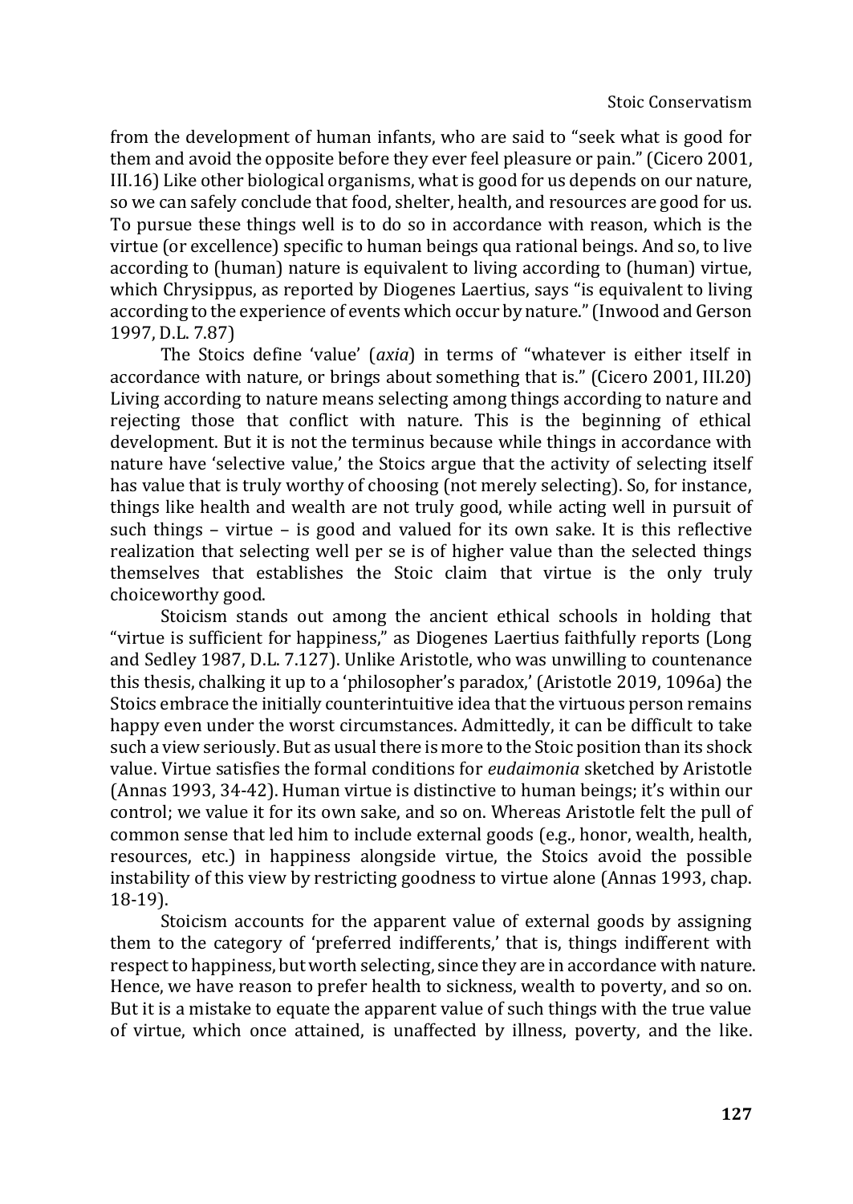from the development of human infants, who are said to "seek what is good for them and avoid the opposite before they ever feel pleasure or pain." (Cicero 2001, III.16) Like other biological organisms, what is good for us depends on our nature, so we can safely conclude that food, shelter, health, and resources are good for us. To pursue these things well is to do so in accordance with reason, which is the virtue (or excellence) specific to human beings qua rational beings. And so, to live according to (human) nature is equivalent to living according to (human) virtue, which Chrysippus, as reported by Diogenes Laertius, says "is equivalent to living according to the experience of events which occur by nature." (Inwood and Gerson 1997, D.L. 7.87)

The Stoics define 'value' (*axia*) in terms of "whatever is either itself in accordance with nature, or brings about something that is." (Cicero 2001, III.20) Living according to nature means selecting among things according to nature and rejecting those that conflict with nature. This is the beginning of ethical development. But it is not the terminus because while things in accordance with nature have 'selective value,' the Stoics argue that the activity of selecting itself has value that is truly worthy of choosing (not merely selecting). So, for instance, things like health and wealth are not truly good, while acting well in pursuit of such things – virtue – is good and valued for its own sake. It is this reflective realization that selecting well per se is of higher value than the selected things themselves that establishes the Stoic claim that virtue is the only truly choiceworthy good.

Stoicism stands out among the ancient ethical schools in holding that "virtue is sufficient for happiness," as Diogenes Laertius faithfully reports (Long and Sedley 1987, D.L. 7.127). Unlike Aristotle, who was unwilling to countenance this thesis, chalking it up to a 'philosopher's paradox,' (Aristotle 2019, 1096a) the Stoics embrace the initially counterintuitive idea that the virtuous person remains happy even under the worst circumstances. Admittedly, it can be difficult to take such a view seriously. But as usual there is more to the Stoic position than its shock value. Virtue satisfies the formal conditions for *eudaimonia* sketched by Aristotle (Annas 1993, 34-42). Human virtue is distinctive to human beings; it's within our control; we value it for its own sake, and so on. Whereas Aristotle felt the pull of common sense that led him to include external goods (e.g., honor, wealth, health, resources, etc.) in happiness alongside virtue, the Stoics avoid the possible instability of this view by restricting goodness to virtue alone (Annas 1993, chap. 18-19).

Stoicism accounts for the apparent value of external goods by assigning them to the category of 'preferred indifferents,' that is, things indifferent with respect to happiness, but worth selecting, since they are in accordance with nature. Hence, we have reason to prefer health to sickness, wealth to poverty, and so on. But it is a mistake to equate the apparent value of such things with the true value of virtue, which once attained, is unaffected by illness, poverty, and the like.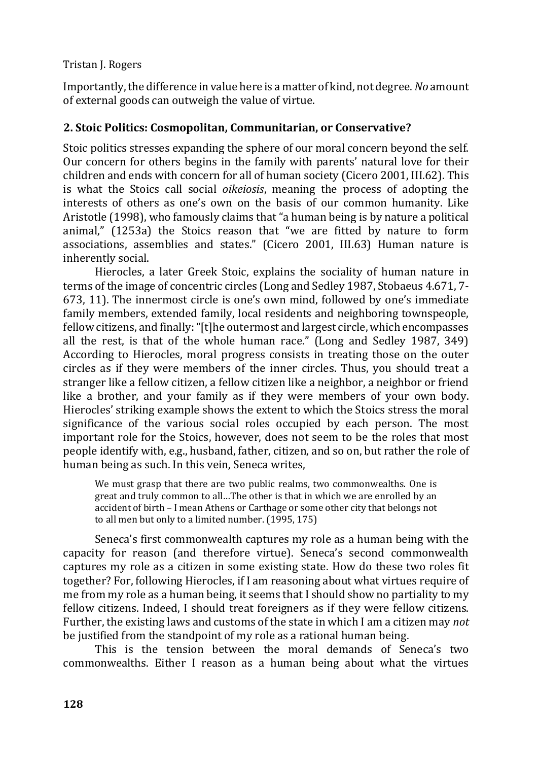Importantly, the difference in value here is a matter of kind, not degree. *No* amount of external goods can outweigh the value of virtue.

## 2. Stoic Politics: Cosmopolitan, Communitarian, or Conservative?

Stoic politics stresses expanding the sphere of our moral concern beyond the self. Our concern for others begins in the family with parents' natural love for their children and ends with concern for all of human society (Cicero 2001, III.62). This is what the Stoics call social *oikeiosis*, meaning the process of adopting the interests of others as one's own on the basis of our common humanity. Like Aristotle (1998), who famously claims that "a human being is by nature a political animal," (1253a) the Stoics reason that "we are fitted by nature to form associations, assemblies and states." (Cicero 2001, III.63) Human nature is inherently social.

Hierocles, a later Greek Stoic, explains the sociality of human nature in terms of the image of concentric circles (Long and Sedley 1987, Stobaeus 4.671, 7-673, 11). The innermost circle is one's own mind, followed by one's immediate family members, extended family, local residents and neighboring townspeople, fellow citizens, and finally: "[t]he outermost and largest circle, which encompasses all the rest, is that of the whole human race." (Long and Sedley 1987, 349) According to Hierocles, moral progress consists in treating those on the outer circles as if they were members of the inner circles. Thus, you should treat a stranger like a fellow citizen, a fellow citizen like a neighbor, a neighbor or friend like a brother, and your family as if they were members of your own body. Hierocles' striking example shows the extent to which the Stoics stress the moral significance of the various social roles occupied by each person. The most important role for the Stoics, however, does not seem to be the roles that most people identify with, e.g., husband, father, citizen, and so on, but rather the role of human being as such. In this vein, Seneca writes,

> We must grasp that there are two public realms, two commonwealths. One is great and truly common to all…The other is that in which we are enrolled by an accident of birth – I mean Athens or Carthage or some other city that belongs not to all men but only to a limited number. (1995, 175)

Seneca's first commonwealth captures my role as a human being with the capacity for reason (and therefore virtue). Seneca's second commonwealth captures my role as a citizen in some existing state. How do these two roles fit together? For, following Hierocles, if I am reasoning about what virtues require of me from my role as a human being, it seems that I should show no partiality to my fellow citizens. Indeed, I should treat foreigners as if they were fellow citizens. Further, the existing laws and customs of the state in which I am a citizen may *not* be justified from the standpoint of my role as a rational human being.

This is the tension between the moral demands of Seneca's two commonwealths. Either I reason as a human being about what the virtues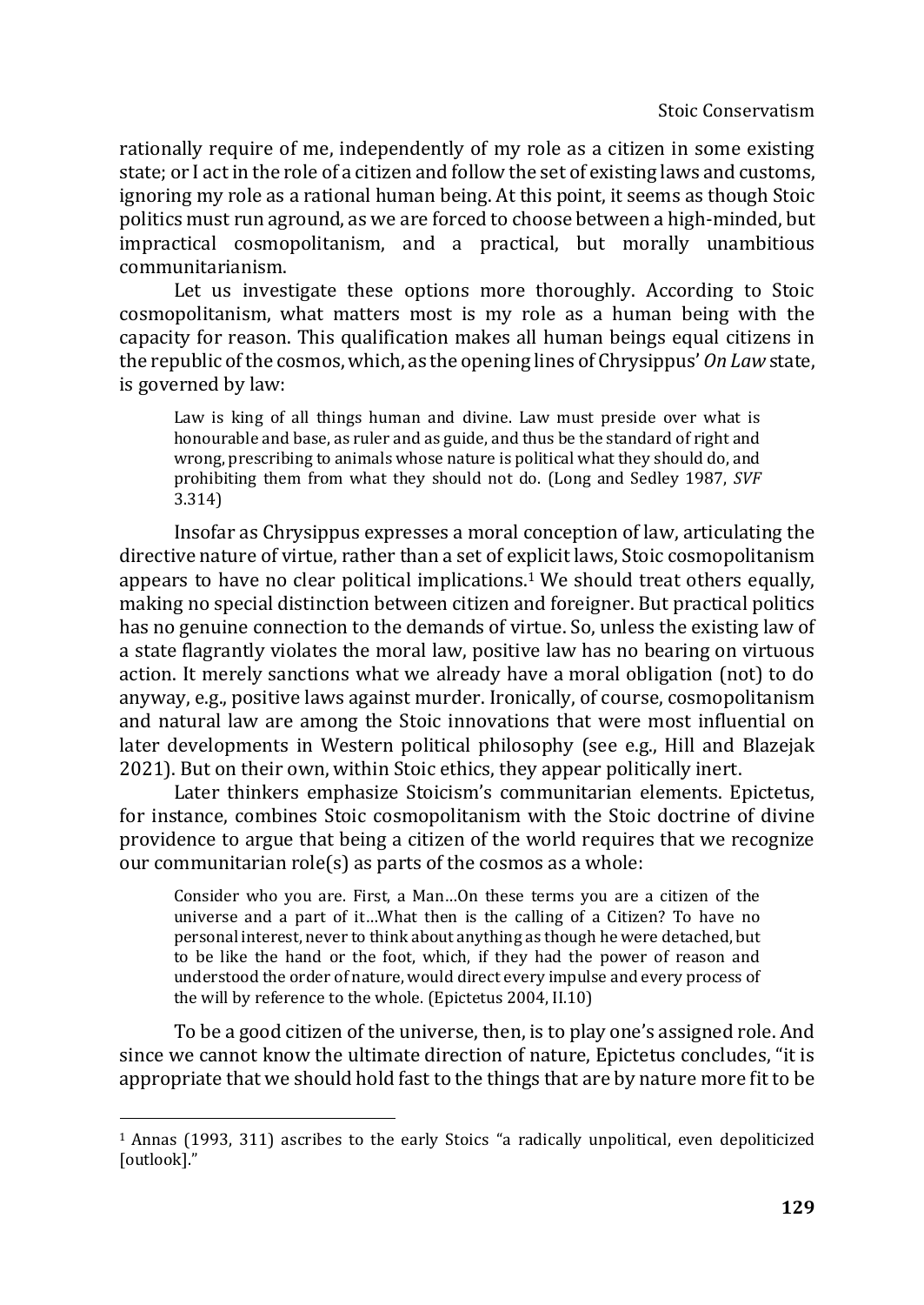rationally require of me, independently of my role as a citizen in some existing state; or I act in the role of a citizen and follow the set of existing laws and customs, ignoring my role as a rational human being. At this point, it seems as though Stoic politics must run aground, as we are forced to choose between a high-minded, but impractical cosmopolitanism, and a practical, but morally unambitious communitarianism.

Let us investigate these options more thoroughly. According to Stoic cosmopolitanism, what matters most is my role as a human being with the capacity for reason. This qualification makes all human beings equal citizens in the republic of the cosmos, which, as the opening lines of Chrysippus' *On Law* state, is governed by law:

> Law is king of all things human and divine. Law must preside over what is honourable and base, as ruler and as guide, and thus be the standard of right and wrong, prescribing to animals whose nature is political what they should do, and prohibiting them from what they should not do. (Long and Sedley 1987, *SVF* 3.314)

Insofar as Chrysippus expresses a moral conception of law, articulating the directive nature of virtue, rather than a set of explicit laws, Stoic cosmopolitanism appears to have no clear political implications.[1] We should treat others equally, making no special distinction between citizen and foreigner. But practical politics has no genuine connection to the demands of virtue. So, unless the existing law of a state flagrantly violates the moral law, positive law has no bearing on virtuous action. It merely sanctions what we already have a moral obligation (not) to do anyway, e.g., positive laws against murder. Ironically, of course, cosmopolitanism and natural law are among the Stoic innovations that were most influential on later developments in Western political philosophy (see e.g., Hill and Blazejak 2021). But on their own, within Stoic ethics, they appear politically inert.

Later thinkers emphasize Stoicism's communitarian elements. Epictetus, for instance, combines Stoic cosmopolitanism with the Stoic doctrine of divine providence to argue that being a citizen of the world requires that we recognize our communitarian role(s) as parts of the cosmos as a whole:

> Consider who you are. First, a Man…On these terms you are a citizen of the universe and a part of it…What then is the calling of a Citizen? To have no personal interest, never to think about anything as though he were detached, but to be like the hand or the foot, which, if they had the power of reason and understood the order of nature, would direct every impulse and every process of the will by reference to the whole. (Epictetus 2004, II.10)

To be a good citizen of the universe, then, is to play one's assigned role. And since we cannot know the ultimate direction of nature, Epictetus concludes, "it is appropriate that we should hold fast to the things that are by nature more fit to be

---

[1] Annas (1993, 311) ascribes to the early Stoics "a radically unpolitical, even depoliticized [outlook]."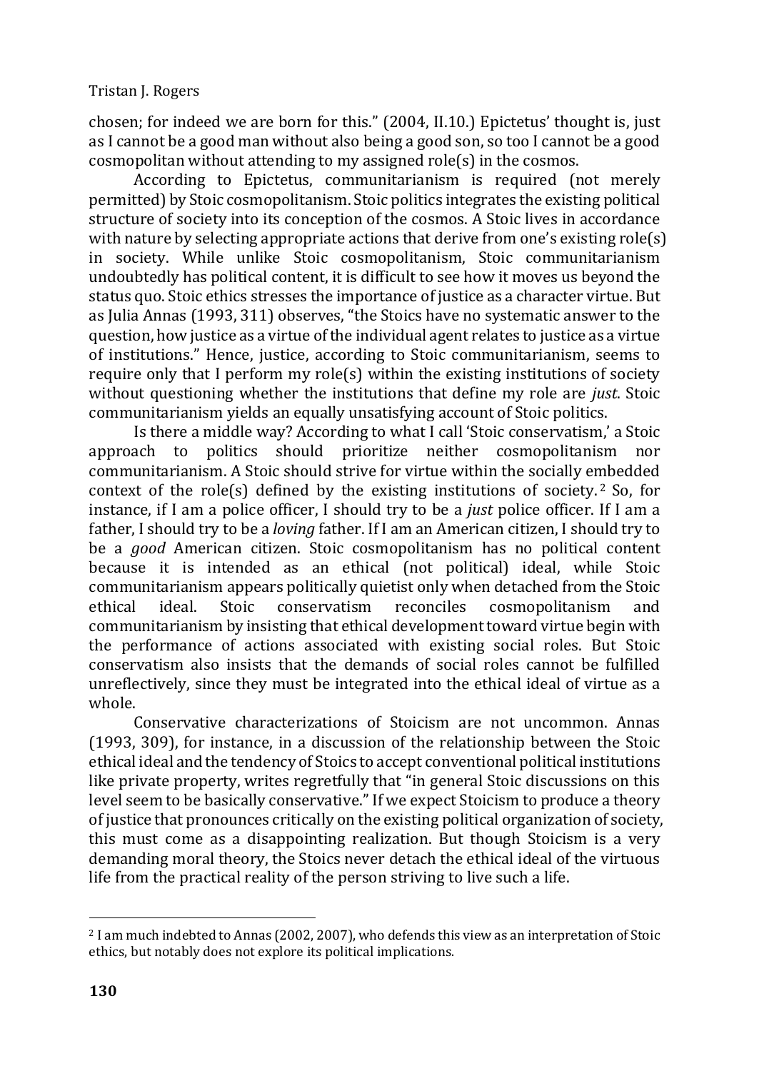chosen; for indeed we are born for this." (2004, II.10.) Epictetus' thought is, just as I cannot be a good man without also being a good son, so too I cannot be a good cosmopolitan without attending to my assigned role(s) in the cosmos.

According to Epictetus, communitarianism is required (not merely permitted) by Stoic cosmopolitanism. Stoic politics integrates the existing political structure of society into its conception of the cosmos. A Stoic lives in accordance with nature by selecting appropriate actions that derive from one's existing role(s) in society. While unlike Stoic cosmopolitanism, Stoic communitarianism undoubtedly has political content, it is difficult to see how it moves us beyond the status quo. Stoic ethics stresses the importance of justice as a character virtue. But as Julia Annas (1993, 311) observes, "the Stoics have no systematic answer to the question, how justice as a virtue of the individual agent relates to justice as a virtue of institutions." Hence, justice, according to Stoic communitarianism, seems to require only that I perform my role(s) within the existing institutions of society without questioning whether the institutions that define my role are *just*. Stoic communitarianism yields an equally unsatisfying account of Stoic politics.

Is there a middle way? According to what I call 'Stoic conservatism,' a Stoic approach to politics should prioritize neither cosmopolitanism nor communitarianism. A Stoic should strive for virtue within the socially embedded context of the role(s) defined by the existing institutions of society.[2] So, for instance, if I am a police officer, I should try to be a *just* police officer. If I am a father, I should try to be a *loving* father. If I am an American citizen, I should try to be a *good* American citizen. Stoic cosmopolitanism has no political content because it is intended as an ethical (not political) ideal, while Stoic communitarianism appears politically quietist only when detached from the Stoic ethical ideal. Stoic conservatism reconciles cosmopolitanism and communitarianism by insisting that ethical development toward virtue begin with the performance of actions associated with existing social roles. But Stoic conservatism also insists that the demands of social roles cannot be fulfilled unreflectively, since they must be integrated into the ethical ideal of virtue as a whole.

Conservative characterizations of Stoicism are not uncommon. Annas (1993, 309), for instance, in a discussion of the relationship between the Stoic ethical ideal and the tendency of Stoics to accept conventional political institutions like private property, writes regretfully that "in general Stoic discussions on this level seem to be basically conservative." If we expect Stoicism to produce a theory of justice that pronounces critically on the existing political organization of society, this must come as a disappointing realization. But though Stoicism is a very demanding moral theory, the Stoics never detach the ethical ideal of the virtuous life from the practical reality of the person striving to live such a life.

---

[2] I am much indebted to Annas (2002, 2007), who defends this view as an interpretation of Stoic ethics, but notably does not explore its political implications.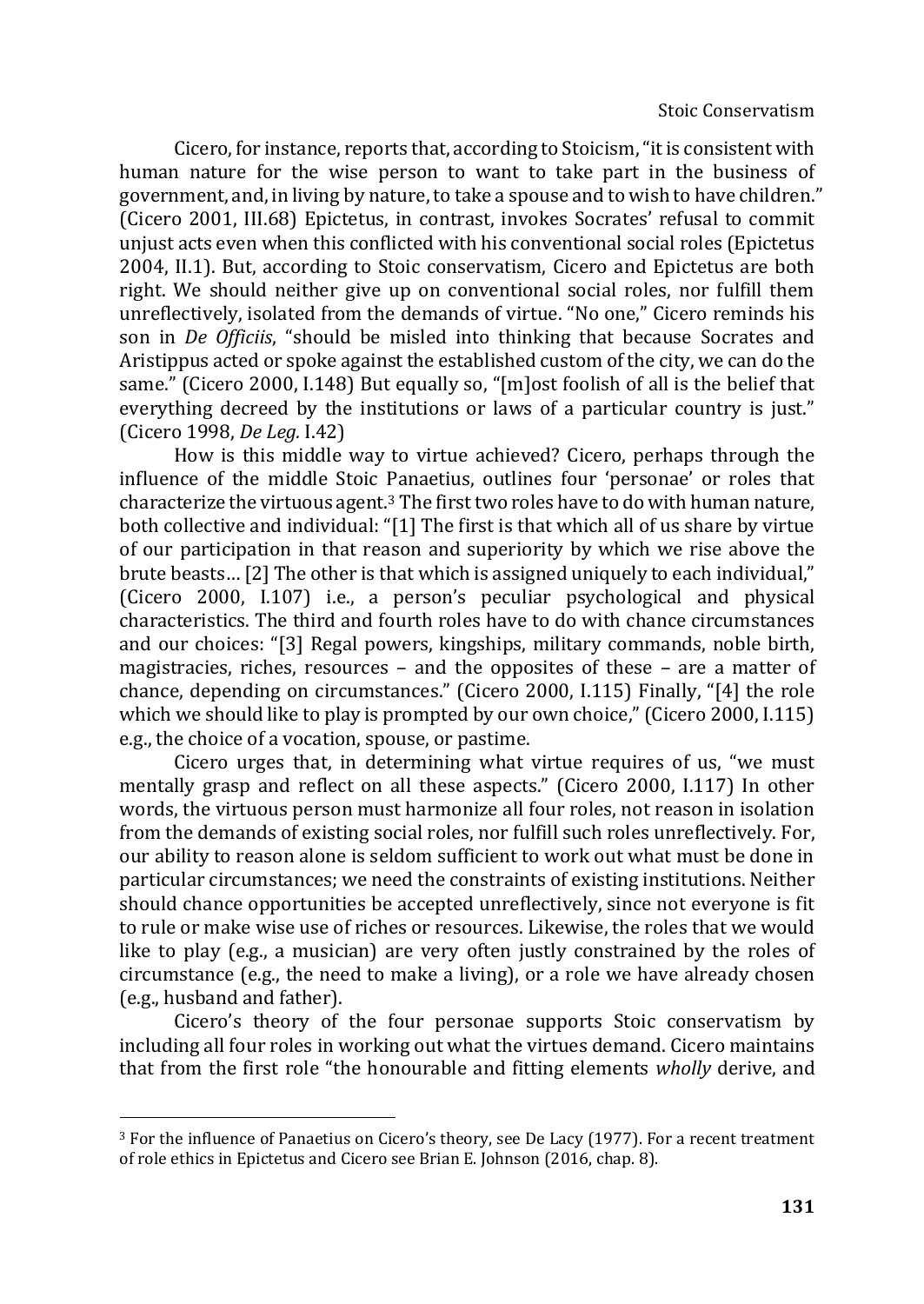Cicero, for instance, reports that, according to Stoicism, "it is consistent with human nature for the wise person to want to take part in the business of government, and, in living by nature, to take a spouse and to wish to have children." (Cicero 2001, III.68) Epictetus, in contrast, invokes Socrates' refusal to commit unjust acts even when this conflicted with his conventional social roles (Epictetus 2004, II.1). But, according to Stoic conservatism, Cicero and Epictetus are both right. We should neither give up on conventional social roles, nor fulfill them unreflectively, isolated from the demands of virtue. "No one," Cicero reminds his son in *De Officiis*, "should be misled into thinking that because Socrates and Aristippus acted or spoke against the established custom of the city, we can do the same." (Cicero 2000, I.148) But equally so, "[m]ost foolish of all is the belief that everything decreed by the institutions or laws of a particular country is just." (Cicero 1998, *De Leg.* I.42)

How is this middle way to virtue achieved? Cicero, perhaps through the influence of the middle Stoic Panaetius, outlines four 'personae' or roles that characterize the virtuous agent.[3] The first two roles have to do with human nature, both collective and individual: "[1] The first is that which all of us share by virtue of our participation in that reason and superiority by which we rise above the brute beasts… [2] The other is that which is assigned uniquely to each individual," (Cicero 2000, I.107) i.e., a person's peculiar psychological and physical characteristics. The third and fourth roles have to do with chance circumstances and our choices: "[3] Regal powers, kingships, military commands, noble birth, magistracies, riches, resources – and the opposites of these – are a matter of chance, depending on circumstances." (Cicero 2000, I.115) Finally, "[4] the role which we should like to play is prompted by our own choice," (Cicero 2000, I.115) e.g., the choice of a vocation, spouse, or pastime.

Cicero urges that, in determining what virtue requires of us, "we must mentally grasp and reflect on all these aspects." (Cicero 2000, I.117) In other words, the virtuous person must harmonize all four roles, not reason in isolation from the demands of existing social roles, nor fulfill such roles unreflectively. For, our ability to reason alone is seldom sufficient to work out what must be done in particular circumstances; we need the constraints of existing institutions. Neither should chance opportunities be accepted unreflectively, since not everyone is fit to rule or make wise use of riches or resources. Likewise, the roles that we would like to play (e.g., a musician) are very often justly constrained by the roles of circumstance (e.g., the need to make a living), or a role we have already chosen (e.g., husband and father).

Cicero's theory of the four personae supports Stoic conservatism by including all four roles in working out what the virtues demand. Cicero maintains that from the first role "the honourable and fitting elements *wholly* derive, and

---

[3] For the influence of Panaetius on Cicero's theory, see De Lacy (1977). For a recent treatment of role ethics in Epictetus and Cicero see Brian E. Johnson (2016, chap. 8).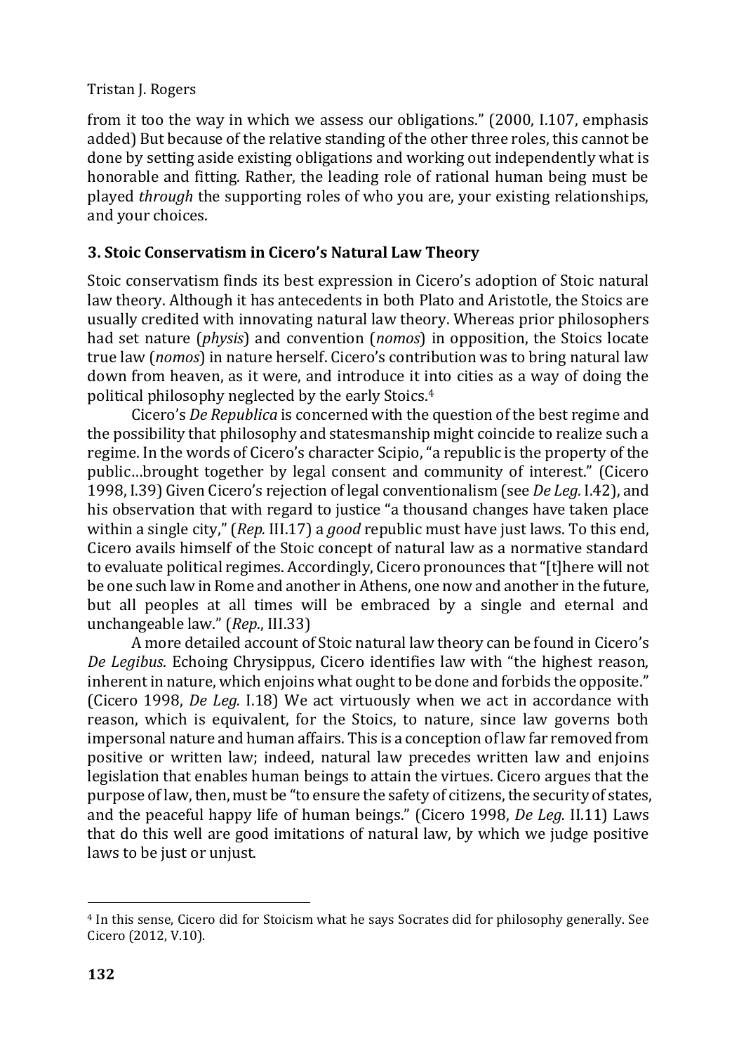from it too the way in which we assess our obligations." (2000, I.107, emphasis added) But because of the relative standing of the other three roles, this cannot be done by setting aside existing obligations and working out independently what is honorable and fitting. Rather, the leading role of rational human being must be played *through* the supporting roles of who you are, your existing relationships, and your choices.

### 3. Stoic Conservatism in Cicero's Natural Law Theory

Stoic conservatism finds its best expression in Cicero's adoption of Stoic natural law theory. Although it has antecedents in both Plato and Aristotle, the Stoics are usually credited with innovating natural law theory. Whereas prior philosophers had set nature (*physis*) and convention (*nomos*) in opposition, the Stoics locate true law (*nomos*) in nature herself. Cicero's contribution was to bring natural law down from heaven, as it were, and introduce it into cities as a way of doing the political philosophy neglected by the early Stoics.[4]

Cicero's *De Republica* is concerned with the question of the best regime and the possibility that philosophy and statesmanship might coincide to realize such a regime. In the words of Cicero's character Scipio, "a republic is the property of the public…brought together by legal consent and community of interest." (Cicero 1998, I.39) Given Cicero's rejection of legal conventionalism (see *De Leg.* I.42), and his observation that with regard to justice "a thousand changes have taken place within a single city," (*Rep.* III.17) a *good* republic must have just laws. To this end, Cicero avails himself of the Stoic concept of natural law as a normative standard to evaluate political regimes. Accordingly, Cicero pronounces that "[t]here will not be one such law in Rome and another in Athens, one now and another in the future, but all peoples at all times will be embraced by a single and eternal and unchangeable law." (*Rep.*, III.33)

A more detailed account of Stoic natural law theory can be found in Cicero's *De Legibus*. Echoing Chrysippus, Cicero identifies law with "the highest reason, inherent in nature, which enjoins what ought to be done and forbids the opposite." (Cicero 1998, *De Leg.* I.18) We act virtuously when we act in accordance with reason, which is equivalent, for the Stoics, to nature, since law governs both impersonal nature and human affairs. This is a conception of law far removed from positive or written law; indeed, natural law precedes written law and enjoins legislation that enables human beings to attain the virtues. Cicero argues that the purpose of law, then, must be "to ensure the safety of citizens, the security of states, and the peaceful happy life of human beings." (Cicero 1998, *De Leg.* II.11) Laws that do this well are good imitations of natural law, by which we judge positive laws to be just or unjust.

---

[4] In this sense, Cicero did for Stoicism what he says Socrates did for philosophy generally. See Cicero (2012, V.10).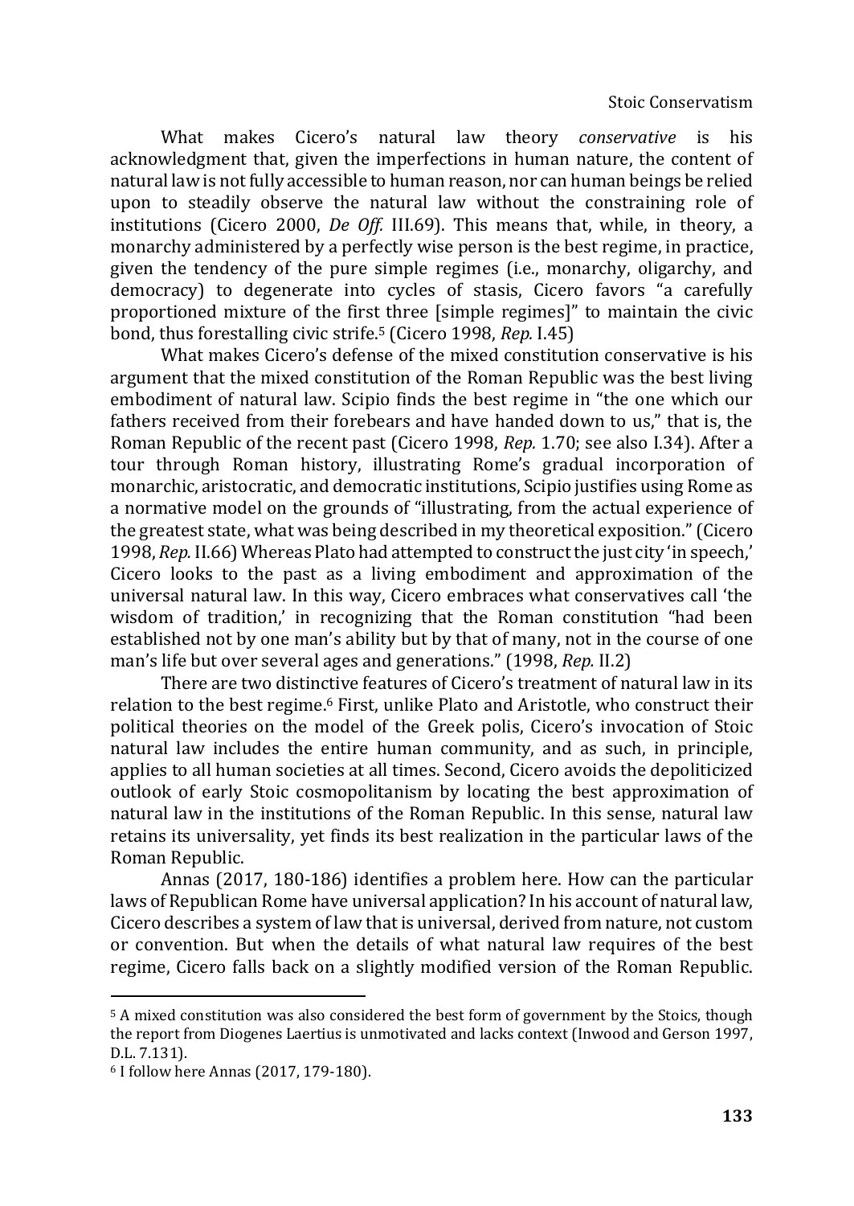What makes Cicero's natural law theory *conservative* is his acknowledgment that, given the imperfections in human nature, the content of natural law is not fully accessible to human reason, nor can human beings be relied upon to steadily observe the natural law without the constraining role of institutions (Cicero 2000, *De Off.* III.69). This means that, while, in theory, a monarchy administered by a perfectly wise person is the best regime, in practice, given the tendency of the pure simple regimes (i.e., monarchy, oligarchy, and democracy) to degenerate into cycles of stasis, Cicero favors "a carefully proportioned mixture of the first three [simple regimes]" to maintain the civic bond, thus forestalling civic strife.[5] (Cicero 1998, *Rep.* I.45)

What makes Cicero's defense of the mixed constitution conservative is his argument that the mixed constitution of the Roman Republic was the best living embodiment of natural law. Scipio finds the best regime in "the one which our fathers received from their forebears and have handed down to us," that is, the Roman Republic of the recent past (Cicero 1998, *Rep.* 1.70; see also I.34). After a tour through Roman history, illustrating Rome's gradual incorporation of monarchic, aristocratic, and democratic institutions, Scipio justifies using Rome as a normative model on the grounds of "illustrating, from the actual experience of the greatest state, what was being described in my theoretical exposition." (Cicero 1998, *Rep.* II.66) Whereas Plato had attempted to construct the just city 'in speech,' Cicero looks to the past as a living embodiment and approximation of the universal natural law. In this way, Cicero embraces what conservatives call 'the wisdom of tradition,' in recognizing that the Roman constitution "had been established not by one man's ability but by that of many, not in the course of one man's life but over several ages and generations." (1998, *Rep.* II.2)

There are two distinctive features of Cicero's treatment of natural law in its relation to the best regime.[6] First, unlike Plato and Aristotle, who construct their political theories on the model of the Greek polis, Cicero's invocation of Stoic natural law includes the entire human community, and as such, in principle, applies to all human societies at all times. Second, Cicero avoids the depoliticized outlook of early Stoic cosmopolitanism by locating the best approximation of natural law in the institutions of the Roman Republic. In this sense, natural law retains its universality, yet finds its best realization in the particular laws of the Roman Republic.

Annas (2017, 180-186) identifies a problem here. How can the particular laws of Republican Rome have universal application? In his account of natural law, Cicero describes a system of law that is universal, derived from nature, not custom or convention. But when the details of what natural law requires of the best regime, Cicero falls back on a slightly modified version of the Roman Republic.

---

[5] A mixed constitution was also considered the best form of government by the Stoics, though the report from Diogenes Laertius is unmotivated and lacks context (Inwood and Gerson 1997, D.L. 7.131).

[6] I follow here Annas (2017, 179-180).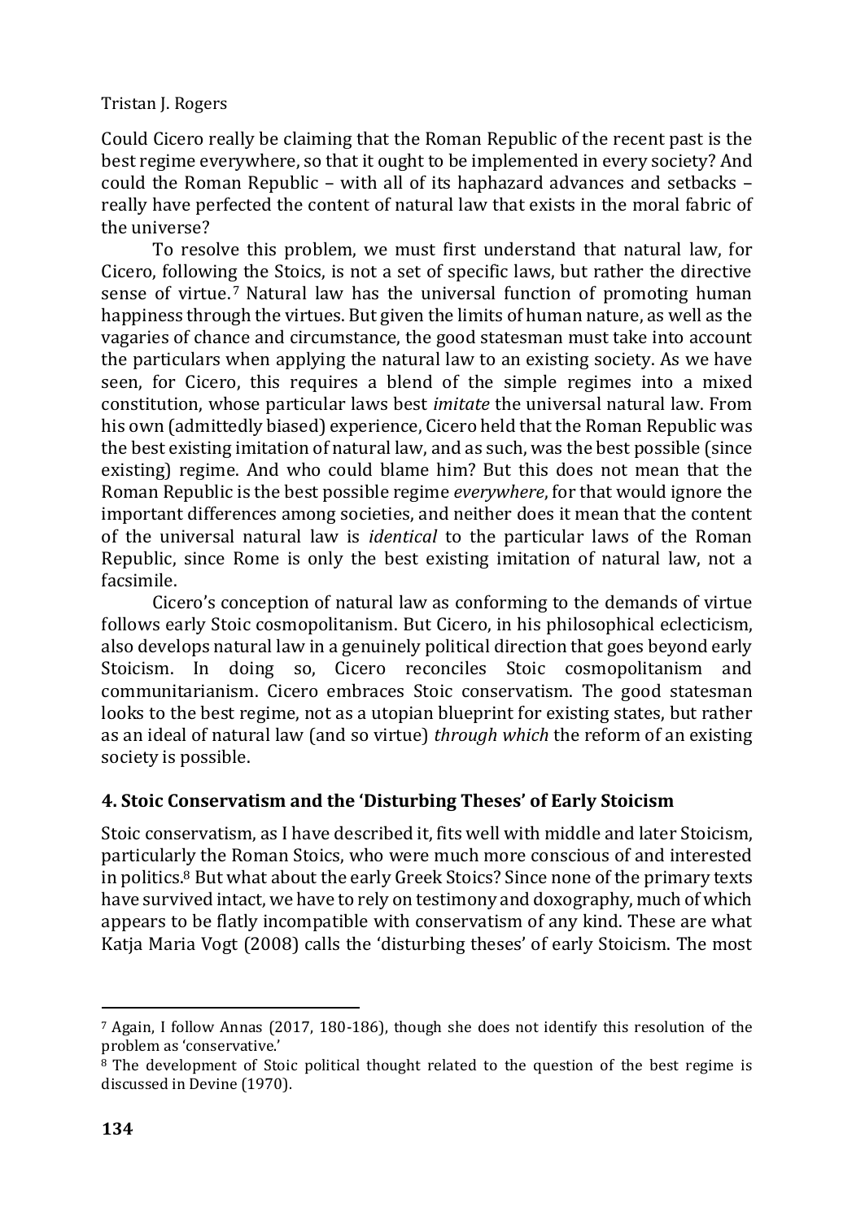Could Cicero really be claiming that the Roman Republic of the recent past is the best regime everywhere, so that it ought to be implemented in every society? And could the Roman Republic – with all of its haphazard advances and setbacks – really have perfected the content of natural law that exists in the moral fabric of the universe?

To resolve this problem, we must first understand that natural law, for Cicero, following the Stoics, is not a set of specific laws, but rather the directive sense of virtue.[7] Natural law has the universal function of promoting human happiness through the virtues. But given the limits of human nature, as well as the vagaries of chance and circumstance, the good statesman must take into account the particulars when applying the natural law to an existing society. As we have seen, for Cicero, this requires a blend of the simple regimes into a mixed constitution, whose particular laws best *imitate* the universal natural law. From his own (admittedly biased) experience, Cicero held that the Roman Republic was the best existing imitation of natural law, and as such, was the best possible (since existing) regime. And who could blame him? But this does not mean that the Roman Republic is the best possible regime *everywhere*, for that would ignore the important differences among societies, and neither does it mean that the content of the universal natural law is *identical* to the particular laws of the Roman Republic, since Rome is only the best existing imitation of natural law, not a facsimile.

Cicero's conception of natural law as conforming to the demands of virtue follows early Stoic cosmopolitanism. But Cicero, in his philosophical eclecticism, also develops natural law in a genuinely political direction that goes beyond early Stoicism. In doing so, Cicero reconciles Stoic cosmopolitanism and communitarianism. Cicero embraces Stoic conservatism. The good statesman looks to the best regime, not as a utopian blueprint for existing states, but rather as an ideal of natural law (and so virtue) *through which* the reform of an existing society is possible.

## 4. Stoic Conservatism and the 'Disturbing Theses' of Early Stoicism

Stoic conservatism, as I have described it, fits well with middle and later Stoicism, particularly the Roman Stoics, who were much more conscious of and interested in politics.[8] But what about the early Greek Stoics? Since none of the primary texts have survived intact, we have to rely on testimony and doxography, much of which appears to be flatly incompatible with conservatism of any kind. These are what Katja Maria Vogt (2008) calls the 'disturbing theses' of early Stoicism. The most

---

[7] Again, I follow Annas (2017, 180-186), though she does not identify this resolution of the problem as 'conservative.'

[8] The development of Stoic political thought related to the question of the best regime is discussed in Devine (1970).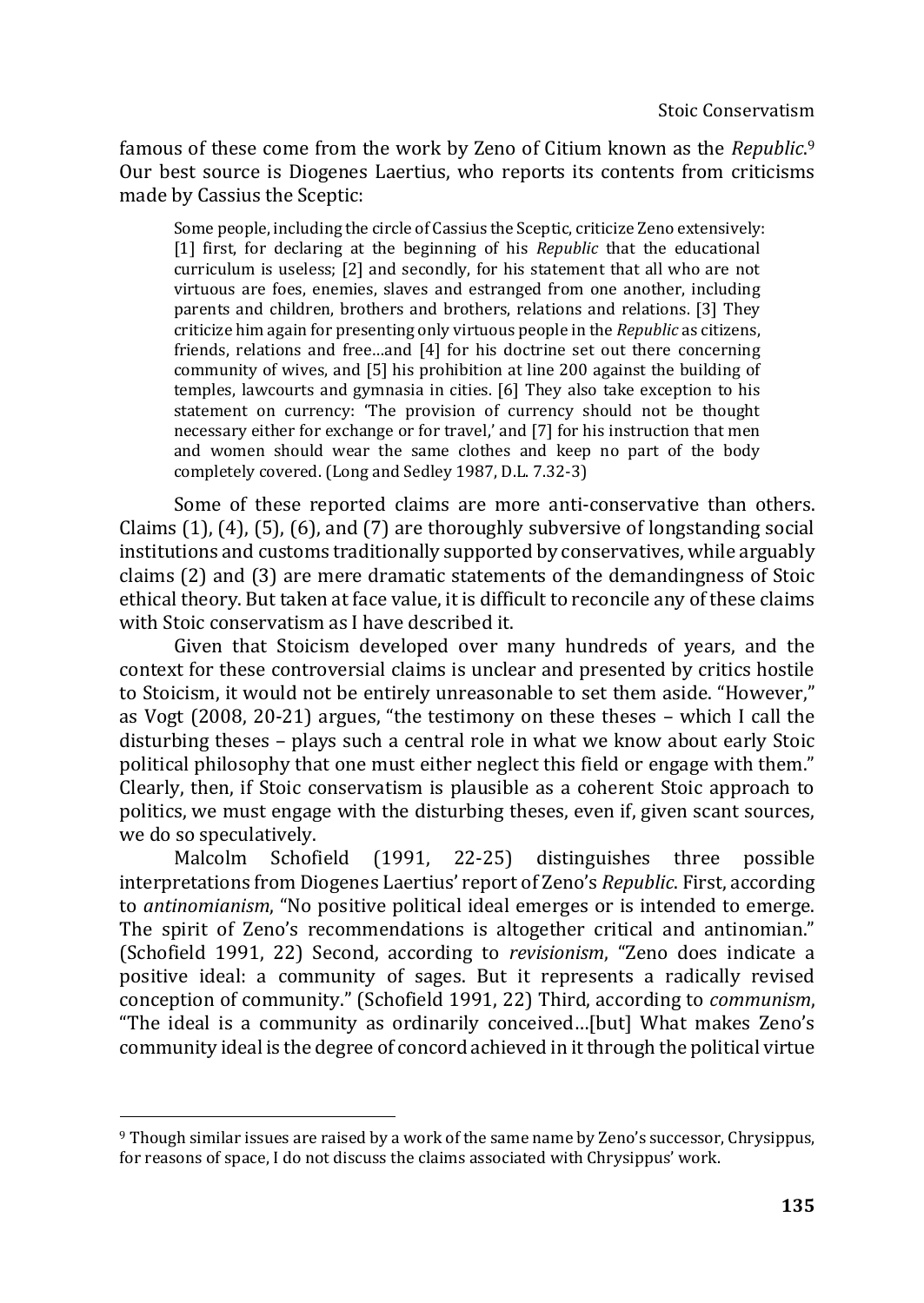famous of these come from the work by Zeno of Citium known as the *Republic*.[9] Our best source is Diogenes Laertius, who reports its contents from criticisms made by Cassius the Sceptic:

> Some people, including the circle of Cassius the Sceptic, criticize Zeno extensively: [1] first, for declaring at the beginning of his *Republic* that the educational curriculum is useless; [2] and secondly, for his statement that all who are not virtuous are foes, enemies, slaves and estranged from one another, including parents and children, brothers and brothers, relations and relations. [3] They criticize him again for presenting only virtuous people in the *Republic* as citizens, friends, relations and free…and [4] for his doctrine set out there concerning community of wives, and [5] his prohibition at line 200 against the building of temples, lawcourts and gymnasia in cities. [6] They also take exception to his statement on currency: 'The provision of currency should not be thought necessary either for exchange or for travel,' and [7] for his instruction that men and women should wear the same clothes and keep no part of the body completely covered. (Long and Sedley 1987, D.L. 7.32-3)

Some of these reported claims are more anti-conservative than others. Claims (1), (4), (5), (6), and (7) are thoroughly subversive of longstanding social institutions and customs traditionally supported by conservatives, while arguably claims (2) and (3) are mere dramatic statements of the demandingness of Stoic ethical theory. But taken at face value, it is difficult to reconcile any of these claims with Stoic conservatism as I have described it.

Given that Stoicism developed over many hundreds of years, and the context for these controversial claims is unclear and presented by critics hostile to Stoicism, it would not be entirely unreasonable to set them aside. "However," as Vogt (2008, 20-21) argues, "the testimony on these theses – which I call the disturbing theses – plays such a central role in what we know about early Stoic political philosophy that one must either neglect this field or engage with them." Clearly, then, if Stoic conservatism is plausible as a coherent Stoic approach to politics, we must engage with the disturbing theses, even if, given scant sources, we do so speculatively.

Malcolm Schofield (1991, 22-25) distinguishes three possible interpretations from Diogenes Laertius' report of Zeno's *Republic*. First, according to *antinomianism*, "No positive political ideal emerges or is intended to emerge. The spirit of Zeno's recommendations is altogether critical and antinomian." (Schofield 1991, 22) Second, according to *revisionism*, "Zeno does indicate a positive ideal: a community of sages. But it represents a radically revised conception of community." (Schofield 1991, 22) Third, according to *communism*, "The ideal is a community as ordinarily conceived…[but] What makes Zeno's community ideal is the degree of concord achieved in it through the political virtue

[9] Though similar issues are raised by a work of the same name by Zeno's successor, Chrysippus, for reasons of space, I do not discuss the claims associated with Chrysippus' work.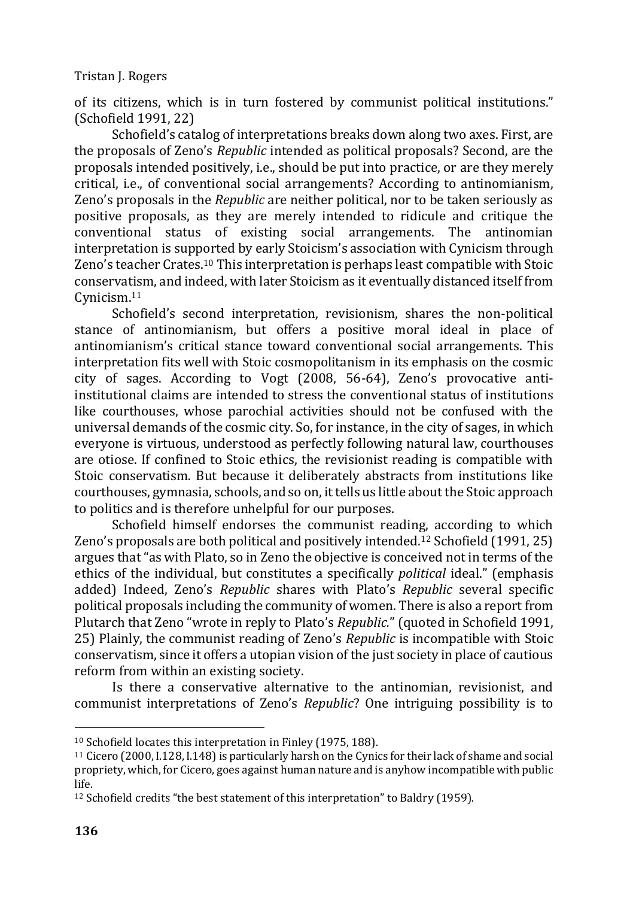of its citizens, which is in turn fostered by communist political institutions." (Schofield 1991, 22)

Schofield's catalog of interpretations breaks down along two axes. First, are the proposals of Zeno's *Republic* intended as political proposals? Second, are the proposals intended positively, i.e., should be put into practice, or are they merely critical, i.e., of conventional social arrangements? According to antinomianism, Zeno's proposals in the *Republic* are neither political, nor to be taken seriously as positive proposals, as they are merely intended to ridicule and critique the conventional status of existing social arrangements. The antinomian interpretation is supported by early Stoicism's association with Cynicism through Zeno's teacher Crates.[10] This interpretation is perhaps least compatible with Stoic conservatism, and indeed, with later Stoicism as it eventually distanced itself from Cynicism.[11]

Schofield's second interpretation, revisionism, shares the non-political stance of antinomianism, but offers a positive moral ideal in place of antinomianism's critical stance toward conventional social arrangements. This interpretation fits well with Stoic cosmopolitanism in its emphasis on the cosmic city of sages. According to Vogt (2008, 56-64), Zeno's provocative anti-institutional claims are intended to stress the conventional status of institutions like courthouses, whose parochial activities should not be confused with the universal demands of the cosmic city. So, for instance, in the city of sages, in which everyone is virtuous, understood as perfectly following natural law, courthouses are otiose. If confined to Stoic ethics, the revisionist reading is compatible with Stoic conservatism. But because it deliberately abstracts from institutions like courthouses, gymnasia, schools, and so on, it tells us little about the Stoic approach to politics and is therefore unhelpful for our purposes.

Schofield himself endorses the communist reading, according to which Zeno's proposals are both political and positively intended.[12] Schofield (1991, 25) argues that "as with Plato, so in Zeno the objective is conceived not in terms of the ethics of the individual, but constitutes a specifically *political* ideal." (emphasis added) Indeed, Zeno's *Republic* shares with Plato's *Republic* several specific political proposals including the community of women. There is also a report from Plutarch that Zeno "wrote in reply to Plato's *Republic.*" (quoted in Schofield 1991, 25) Plainly, the communist reading of Zeno's *Republic* is incompatible with Stoic conservatism, since it offers a utopian vision of the just society in place of cautious reform from within an existing society.

Is there a conservative alternative to the antinomian, revisionist, and communist interpretations of Zeno's *Republic*? One intriguing possibility is to

---

[10] Schofield locates this interpretation in Finley (1975, 188).

[11] Cicero (2000, I.128, I.148) is particularly harsh on the Cynics for their lack of shame and social propriety, which, for Cicero, goes against human nature and is anyhow incompatible with public life.

[12] Schofield credits "the best statement of this interpretation" to Baldry (1959).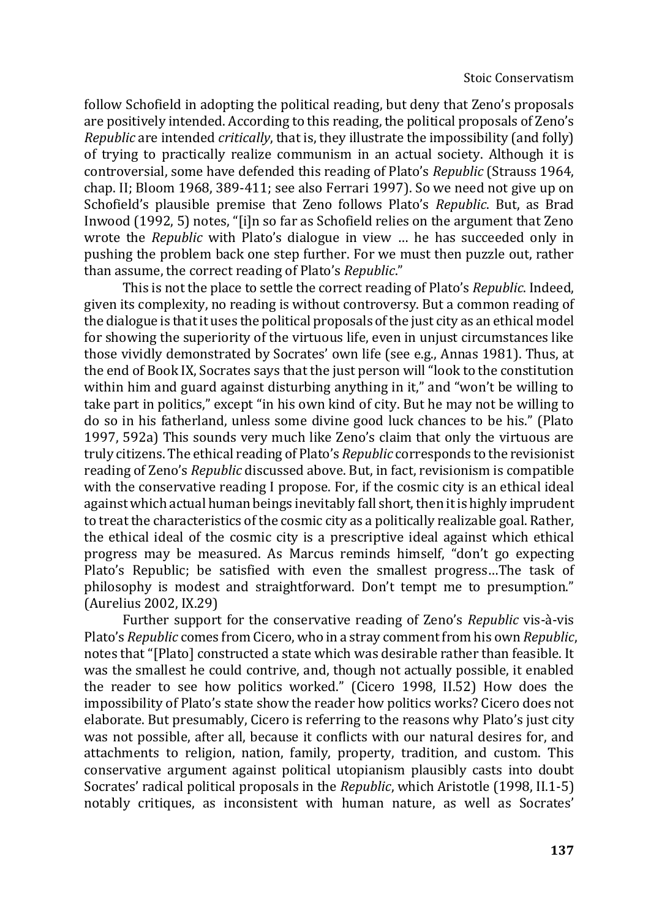follow Schofield in adopting the political reading, but deny that Zeno's proposals are positively intended. According to this reading, the political proposals of Zeno's *Republic* are intended *critically*, that is, they illustrate the impossibility (and folly) of trying to practically realize communism in an actual society. Although it is controversial, some have defended this reading of Plato's *Republic* (Strauss 1964, chap. II; Bloom 1968, 389-411; see also Ferrari 1997). So we need not give up on Schofield's plausible premise that Zeno follows Plato's *Republic*. But, as Brad Inwood (1992, 5) notes, "[i]n so far as Schofield relies on the argument that Zeno wrote the *Republic* with Plato's dialogue in view … he has succeeded only in pushing the problem back one step further. For we must then puzzle out, rather than assume, the correct reading of Plato's *Republic*."

This is not the place to settle the correct reading of Plato's *Republic*. Indeed, given its complexity, no reading is without controversy. But a common reading of the dialogue is that it uses the political proposals of the just city as an ethical model for showing the superiority of the virtuous life, even in unjust circumstances like those vividly demonstrated by Socrates' own life (see e.g., Annas 1981). Thus, at the end of Book IX, Socrates says that the just person will "look to the constitution within him and guard against disturbing anything in it," and "won't be willing to take part in politics," except "in his own kind of city. But he may not be willing to do so in his fatherland, unless some divine good luck chances to be his." (Plato 1997, 592a) This sounds very much like Zeno's claim that only the virtuous are truly citizens. The ethical reading of Plato's *Republic* corresponds to the revisionist reading of Zeno's *Republic* discussed above. But, in fact, revisionism is compatible with the conservative reading I propose. For, if the cosmic city is an ethical ideal against which actual human beings inevitably fall short, then it is highly imprudent to treat the characteristics of the cosmic city as a politically realizable goal. Rather, the ethical ideal of the cosmic city is a prescriptive ideal against which ethical progress may be measured. As Marcus reminds himself, "don't go expecting Plato's Republic; be satisfied with even the smallest progress…The task of philosophy is modest and straightforward. Don't tempt me to presumption." (Aurelius 2002, IX.29)

Further support for the conservative reading of Zeno's *Republic* vis-à-vis Plato's *Republic* comes from Cicero, who in a stray comment from his own *Republic*, notes that "[Plato] constructed a state which was desirable rather than feasible. It was the smallest he could contrive, and, though not actually possible, it enabled the reader to see how politics worked." (Cicero 1998, II.52) How does the impossibility of Plato's state show the reader how politics works? Cicero does not elaborate. But presumably, Cicero is referring to the reasons why Plato's just city was not possible, after all, because it conflicts with our natural desires for, and attachments to religion, nation, family, property, tradition, and custom. This conservative argument against political utopianism plausibly casts into doubt Socrates' radical political proposals in the *Republic*, which Aristotle (1998, II.1-5) notably critiques, as inconsistent with human nature, as well as Socrates'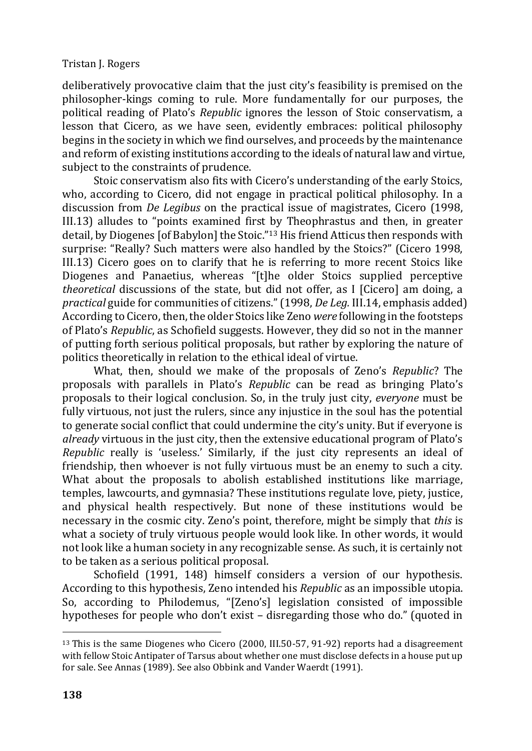deliberatively provocative claim that the just city's feasibility is premised on the philosopher-kings coming to rule. More fundamentally for our purposes, the political reading of Plato's *Republic* ignores the lesson of Stoic conservatism, a lesson that Cicero, as we have seen, evidently embraces: political philosophy begins in the society in which we find ourselves, and proceeds by the maintenance and reform of existing institutions according to the ideals of natural law and virtue, subject to the constraints of prudence.

Stoic conservatism also fits with Cicero's understanding of the early Stoics, who, according to Cicero, did not engage in practical political philosophy. In a discussion from *De Legibus* on the practical issue of magistrates, Cicero (1998, III.13) alludes to "points examined first by Theophrastus and then, in greater detail, by Diogenes [of Babylon] the Stoic."[13] His friend Atticus then responds with surprise: "Really? Such matters were also handled by the Stoics?" (Cicero 1998, III.13) Cicero goes on to clarify that he is referring to more recent Stoics like Diogenes and Panaetius, whereas "[t]he older Stoics supplied perceptive *theoretical* discussions of the state, but did not offer, as I [Cicero] am doing, a *practical* guide for communities of citizens." (1998, *De Leg.* III.14, emphasis added) According to Cicero, then, the older Stoics like Zeno *were* following in the footsteps of Plato's *Republic*, as Schofield suggests. However, they did so not in the manner of putting forth serious political proposals, but rather by exploring the nature of politics theoretically in relation to the ethical ideal of virtue.

What, then, should we make of the proposals of Zeno's *Republic*? The proposals with parallels in Plato's *Republic* can be read as bringing Plato's proposals to their logical conclusion. So, in the truly just city, *everyone* must be fully virtuous, not just the rulers, since any injustice in the soul has the potential to generate social conflict that could undermine the city's unity. But if everyone is *already* virtuous in the just city, then the extensive educational program of Plato's *Republic* really is 'useless.' Similarly, if the just city represents an ideal of friendship, then whoever is not fully virtuous must be an enemy to such a city. What about the proposals to abolish established institutions like marriage, temples, lawcourts, and gymnasia? These institutions regulate love, piety, justice, and physical health respectively. But none of these institutions would be necessary in the cosmic city. Zeno's point, therefore, might be simply that *this* is what a society of truly virtuous people would look like. In other words, it would not look like a human society in any recognizable sense. As such, it is certainly not to be taken as a serious political proposal.

Schofield (1991, 148) himself considers a version of our hypothesis. According to this hypothesis, Zeno intended his *Republic* as an impossible utopia. So, according to Philodemus, "[Zeno's] legislation consisted of impossible hypotheses for people who don't exist – disregarding those who do." (quoted in

---

[13] This is the same Diogenes who Cicero (2000, III.50-57, 91-92) reports had a disagreement with fellow Stoic Antipater of Tarsus about whether one must disclose defects in a house put up for sale. See Annas (1989). See also Obbink and Vander Waerdt (1991).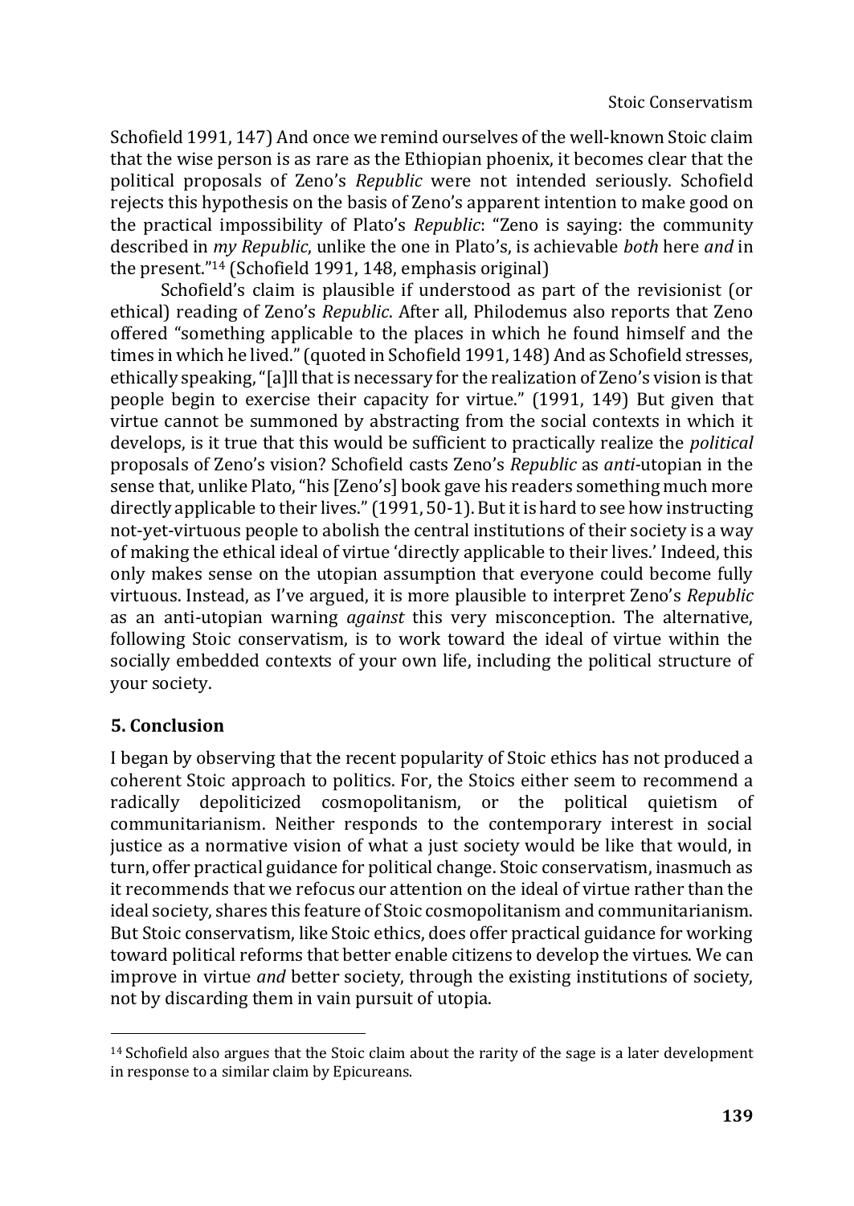Schofield 1991, 147) And once we remind ourselves of the well-known Stoic claim that the wise person is as rare as the Ethiopian phoenix, it becomes clear that the political proposals of Zeno's *Republic* were not intended seriously. Schofield rejects this hypothesis on the basis of Zeno's apparent intention to make good on the practical impossibility of Plato's *Republic*: "Zeno is saying: the community described in *my Republic*, unlike the one in Plato's, is achievable *both* here *and* in the present."[14] (Schofield 1991, 148, emphasis original)

Schofield's claim is plausible if understood as part of the revisionist (or ethical) reading of Zeno's *Republic*. After all, Philodemus also reports that Zeno offered "something applicable to the places in which he found himself and the times in which he lived." (quoted in Schofield 1991, 148) And as Schofield stresses, ethically speaking, "[a]ll that is necessary for the realization of Zeno's vision is that people begin to exercise their capacity for virtue." (1991, 149) But given that virtue cannot be summoned by abstracting from the social contexts in which it develops, is it true that this would be sufficient to practically realize the *political* proposals of Zeno's vision? Schofield casts Zeno's *Republic* as *anti*-utopian in the sense that, unlike Plato, "his [Zeno's] book gave his readers something much more directly applicable to their lives." (1991, 50-1). But it is hard to see how instructing not-yet-virtuous people to abolish the central institutions of their society is a way of making the ethical ideal of virtue 'directly applicable to their lives.' Indeed, this only makes sense on the utopian assumption that everyone could become fully virtuous. Instead, as I've argued, it is more plausible to interpret Zeno's *Republic* as an anti-utopian warning *against* this very misconception. The alternative, following Stoic conservatism, is to work toward the ideal of virtue within the socially embedded contexts of your own life, including the political structure of your society.

## 5. Conclusion

I began by observing that the recent popularity of Stoic ethics has not produced a coherent Stoic approach to politics. For, the Stoics either seem to recommend a radically depoliticized cosmopolitanism, or the political quietism of communitarianism. Neither responds to the contemporary interest in social justice as a normative vision of what a just society would be like that would, in turn, offer practical guidance for political change. Stoic conservatism, inasmuch as it recommends that we refocus our attention on the ideal of virtue rather than the ideal society, shares this feature of Stoic cosmopolitanism and communitarianism. But Stoic conservatism, like Stoic ethics, does offer practical guidance for working toward political reforms that better enable citizens to develop the virtues. We can improve in virtue *and* better society, through the existing institutions of society, not by discarding them in vain pursuit of utopia.

---

[14] Schofield also argues that the Stoic claim about the rarity of the sage is a later development in response to a similar claim by Epicureans.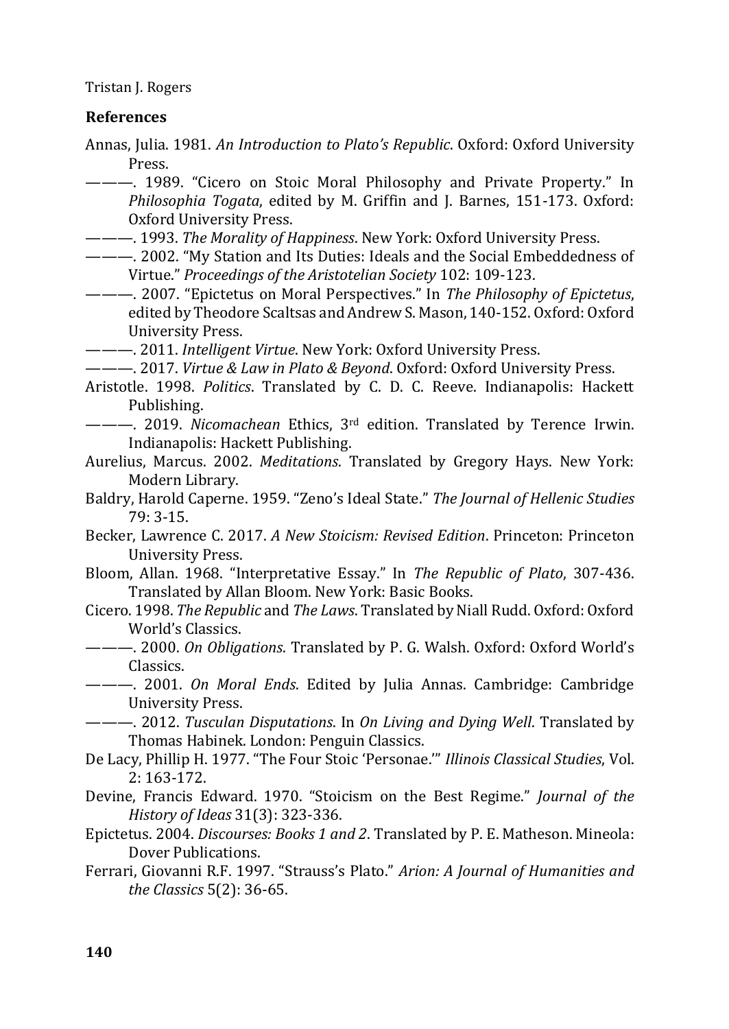**References**

Annas, Julia. 1981. *An Introduction to Plato's Republic*. Oxford: Oxford University Press.

———. 1989. "Cicero on Stoic Moral Philosophy and Private Property." In *Philosophia Togata*, edited by M. Griffin and J. Barnes, 151-173. Oxford: Oxford University Press.

———. 1993. *The Morality of Happiness*. New York: Oxford University Press.

———. 2002. "My Station and Its Duties: Ideals and the Social Embeddedness of Virtue." *Proceedings of the Aristotelian Society* 102: 109-123.

———. 2007. "Epictetus on Moral Perspectives." In *The Philosophy of Epictetus*, edited by Theodore Scaltsas and Andrew S. Mason, 140-152. Oxford: Oxford University Press.

———. 2011. *Intelligent Virtue*. New York: Oxford University Press.

———. 2017. *Virtue & Law in Plato & Beyond*. Oxford: Oxford University Press.

Aristotle. 1998. *Politics*. Translated by C. D. C. Reeve. Indianapolis: Hackett Publishing.

———. 2019. *Nicomachean* Ethics, 3rd edition. Translated by Terence Irwin. Indianapolis: Hackett Publishing.

Aurelius, Marcus. 2002. *Meditations*. Translated by Gregory Hays. New York: Modern Library.

Baldry, Harold Caperne. 1959. "Zeno's Ideal State." *The Journal of Hellenic Studies* 79: 3-15.

Becker, Lawrence C. 2017. *A New Stoicism: Revised Edition*. Princeton: Princeton University Press.

Bloom, Allan. 1968. "Interpretative Essay." In *The Republic of Plato*, 307-436. Translated by Allan Bloom. New York: Basic Books.

Cicero. 1998. *The Republic* and *The Laws*. Translated by Niall Rudd. Oxford: Oxford World's Classics.

———. 2000. *On Obligations*. Translated by P. G. Walsh. Oxford: Oxford World's Classics.

———. 2001. *On Moral Ends*. Edited by Julia Annas. Cambridge: Cambridge University Press.

———. 2012. *Tusculan Disputations*. In *On Living and Dying Well*. Translated by Thomas Habinek. London: Penguin Classics.

De Lacy, Phillip H. 1977. "The Four Stoic 'Personae.'" *Illinois Classical Studies*, Vol. 2: 163-172.

Devine, Francis Edward. 1970. "Stoicism on the Best Regime." *Journal of the History of Ideas* 31(3): 323-336.

Epictetus. 2004. *Discourses: Books 1 and 2*. Translated by P. E. Matheson. Mineola: Dover Publications.

Ferrari, Giovanni R.F. 1997. "Strauss's Plato." *Arion: A Journal of Humanities and the Classics* 5(2): 36-65.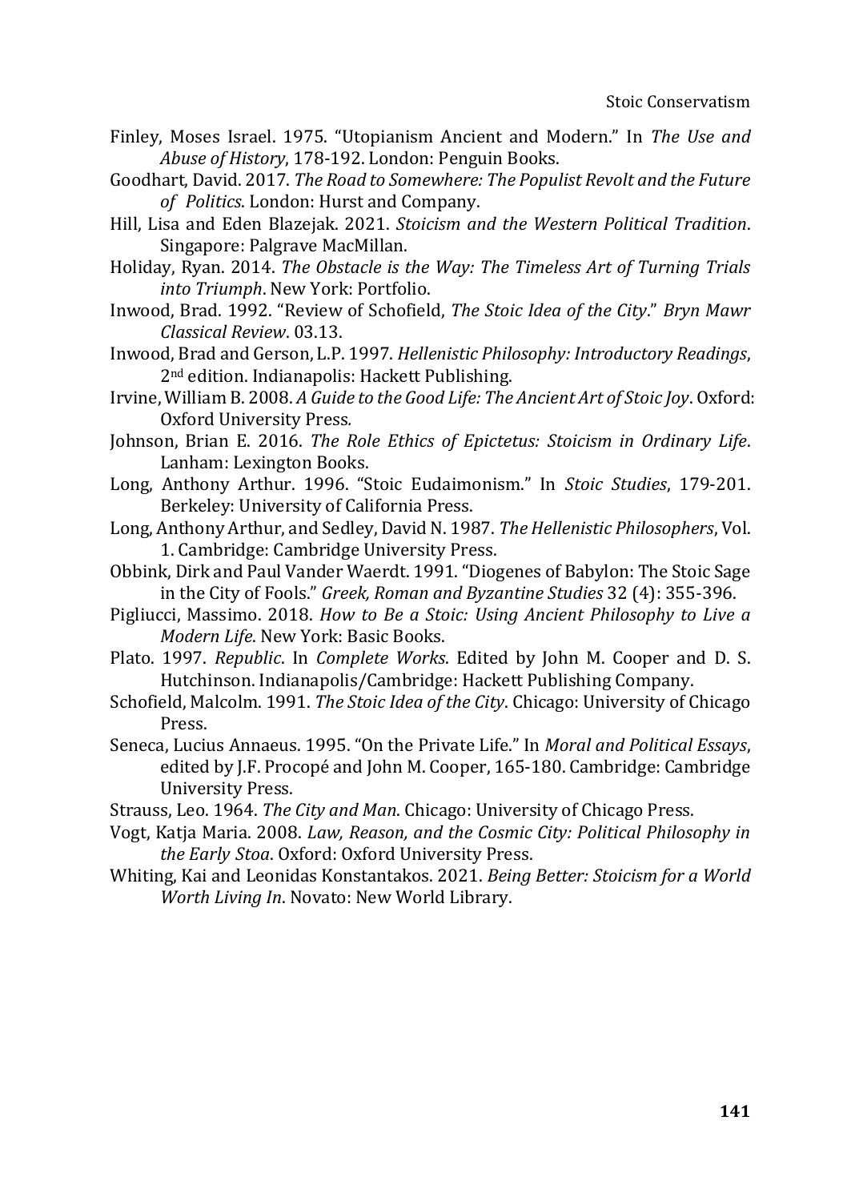Finley, Moses Israel. 1975. "Utopianism Ancient and Modern." In *The Use and Abuse of History*, 178-192. London: Penguin Books.

Goodhart, David. 2017. *The Road to Somewhere: The Populist Revolt and the Future of Politics*. London: Hurst and Company.

Hill, Lisa and Eden Blazejak. 2021. *Stoicism and the Western Political Tradition*. Singapore: Palgrave MacMillan.

Holiday, Ryan. 2014. *The Obstacle is the Way: The Timeless Art of Turning Trials into Triumph*. New York: Portfolio.

Inwood, Brad. 1992. "Review of Schofield, *The Stoic Idea of the City*." *Bryn Mawr Classical Review*. 03.13.

Inwood, Brad and Gerson, L.P. 1997. *Hellenistic Philosophy: Introductory Readings*, 2nd edition. Indianapolis: Hackett Publishing.

Irvine, William B. 2008. *A Guide to the Good Life: The Ancient Art of Stoic Joy*. Oxford: Oxford University Press.

Johnson, Brian E. 2016. *The Role Ethics of Epictetus: Stoicism in Ordinary Life*. Lanham: Lexington Books.

Long, Anthony Arthur. 1996. "Stoic Eudaimonism." In *Stoic Studies*, 179-201. Berkeley: University of California Press.

Long, Anthony Arthur, and Sedley, David N. 1987. *The Hellenistic Philosophers*, Vol. 1. Cambridge: Cambridge University Press.

Obbink, Dirk and Paul Vander Waerdt. 1991. "Diogenes of Babylon: The Stoic Sage in the City of Fools." *Greek, Roman and Byzantine Studies* 32 (4): 355-396.

Pigliucci, Massimo. 2018. *How to Be a Stoic: Using Ancient Philosophy to Live a Modern Life*. New York: Basic Books.

Plato. 1997. *Republic*. In *Complete Works*. Edited by John M. Cooper and D. S. Hutchinson. Indianapolis/Cambridge: Hackett Publishing Company.

Schofield, Malcolm. 1991. *The Stoic Idea of the City*. Chicago: University of Chicago Press.

Seneca, Lucius Annaeus. 1995. "On the Private Life." In *Moral and Political Essays*, edited by J.F. Procopé and John M. Cooper, 165-180. Cambridge: Cambridge University Press.

Strauss, Leo. 1964. *The City and Man*. Chicago: University of Chicago Press.

Vogt, Katja Maria. 2008. *Law, Reason, and the Cosmic City: Political Philosophy in the Early Stoa*. Oxford: Oxford University Press.

Whiting, Kai and Leonidas Konstantakos. 2021. *Being Better: Stoicism for a World Worth Living In*. Novato: New World Library.